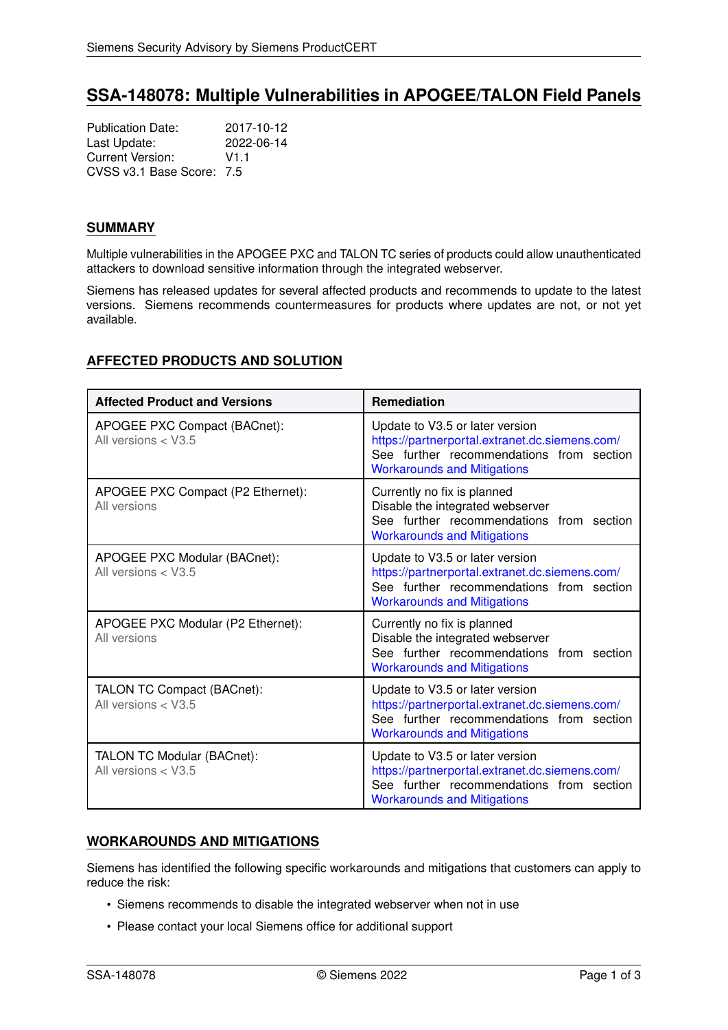# SSA-148078: Multiple Vulnerabilities in APOGEE/TALON Field Panels

Publication Date: 2017-10-12
Last Update: 2022-06-14
Current Version: V1.1
CVSS v3.1 Base Score: 7.5

## SUMMARY

Multiple vulnerabilities in the APOGEE PXC and TALON TC series of products could allow unauthenticated attackers to download sensitive information through the integrated webserver.

Siemens has released updates for several affected products and recommends to update to the latest versions. Siemens recommends countermeasures for products where updates are not, or not yet available.

## AFFECTED PRODUCTS AND SOLUTION

| Affected Product and Versions | Remediation |
|---|---|
| APOGEE PXC Compact (BACnet): All versions < V3.5 | Update to V3.5 or later version https://partnerportal.extranet.dc.siemens.com/ See further recommendations from section Workarounds and Mitigations |
| APOGEE PXC Compact (P2 Ethernet): All versions | Currently no fix is planned Disable the integrated webserver See further recommendations from section Workarounds and Mitigations |
| APOGEE PXC Modular (BACnet): All versions < V3.5 | Update to V3.5 or later version https://partnerportal.extranet.dc.siemens.com/ See further recommendations from section Workarounds and Mitigations |
| APOGEE PXC Modular (P2 Ethernet): All versions | Currently no fix is planned Disable the integrated webserver See further recommendations from section Workarounds and Mitigations |
| TALON TC Compact (BACnet): All versions < V3.5 | Update to V3.5 or later version https://partnerportal.extranet.dc.siemens.com/ See further recommendations from section Workarounds and Mitigations |
| TALON TC Modular (BACnet): All versions < V3.5 | Update to V3.5 or later version https://partnerportal.extranet.dc.siemens.com/ See further recommendations from section Workarounds and Mitigations |

## WORKAROUNDS AND MITIGATIONS

Siemens has identified the following specific workarounds and mitigations that customers can apply to reduce the risk:

- Siemens recommends to disable the integrated webserver when not in use
- Please contact your local Siemens office for additional support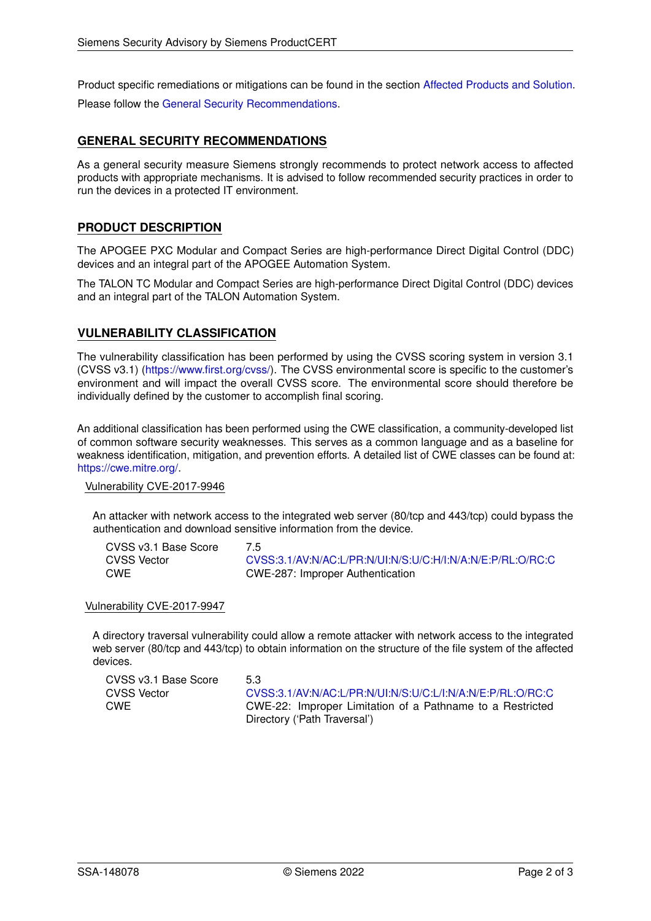Product specific remediations or mitigations can be found in the section Affected Products and Solution.

Please follow the General Security Recommendations.

## GENERAL SECURITY RECOMMENDATIONS

As a general security measure Siemens strongly recommends to protect network access to affected products with appropriate mechanisms. It is advised to follow recommended security practices in order to run the devices in a protected IT environment.

## PRODUCT DESCRIPTION

The APOGEE PXC Modular and Compact Series are high-performance Direct Digital Control (DDC) devices and an integral part of the APOGEE Automation System.

The TALON TC Modular and Compact Series are high-performance Direct Digital Control (DDC) devices and an integral part of the TALON Automation System.

## VULNERABILITY CLASSIFICATION

The vulnerability classification has been performed by using the CVSS scoring system in version 3.1 (CVSS v3.1) (https://www.first.org/cvss/). The CVSS environmental score is specific to the customer's environment and will impact the overall CVSS score. The environmental score should therefore be individually defined by the customer to accomplish final scoring.

An additional classification has been performed using the CWE classification, a community-developed list of common software security weaknesses. This serves as a common language and as a baseline for weakness identification, mitigation, and prevention efforts. A detailed list of CWE classes can be found at: https://cwe.mitre.org/.

### Vulnerability CVE-2017-9946

An attacker with network access to the integrated web server (80/tcp and 443/tcp) could bypass the authentication and download sensitive information from the device.

| | |
|---|---|
| CVSS v3.1 Base Score | 7.5 |
| CVSS Vector | CVSS:3.1/AV:N/AC:L/PR:N/UI:N/S:U/C:H/I:N/A:N/E:P/RL:O/RC:C |
| CWE | CWE-287: Improper Authentication |

### Vulnerability CVE-2017-9947

A directory traversal vulnerability could allow a remote attacker with network access to the integrated web server (80/tcp and 443/tcp) to obtain information on the structure of the file system of the affected devices.

| | |
|---|---|
| CVSS v3.1 Base Score | 5.3 |
| CVSS Vector | CVSS:3.1/AV:N/AC:L/PR:N/UI:N/S:U/C:L/I:N/A:N/E:P/RL:O/RC:C |
| CWE | CWE-22: Improper Limitation of a Pathname to a Restricted Directory ('Path Traversal') |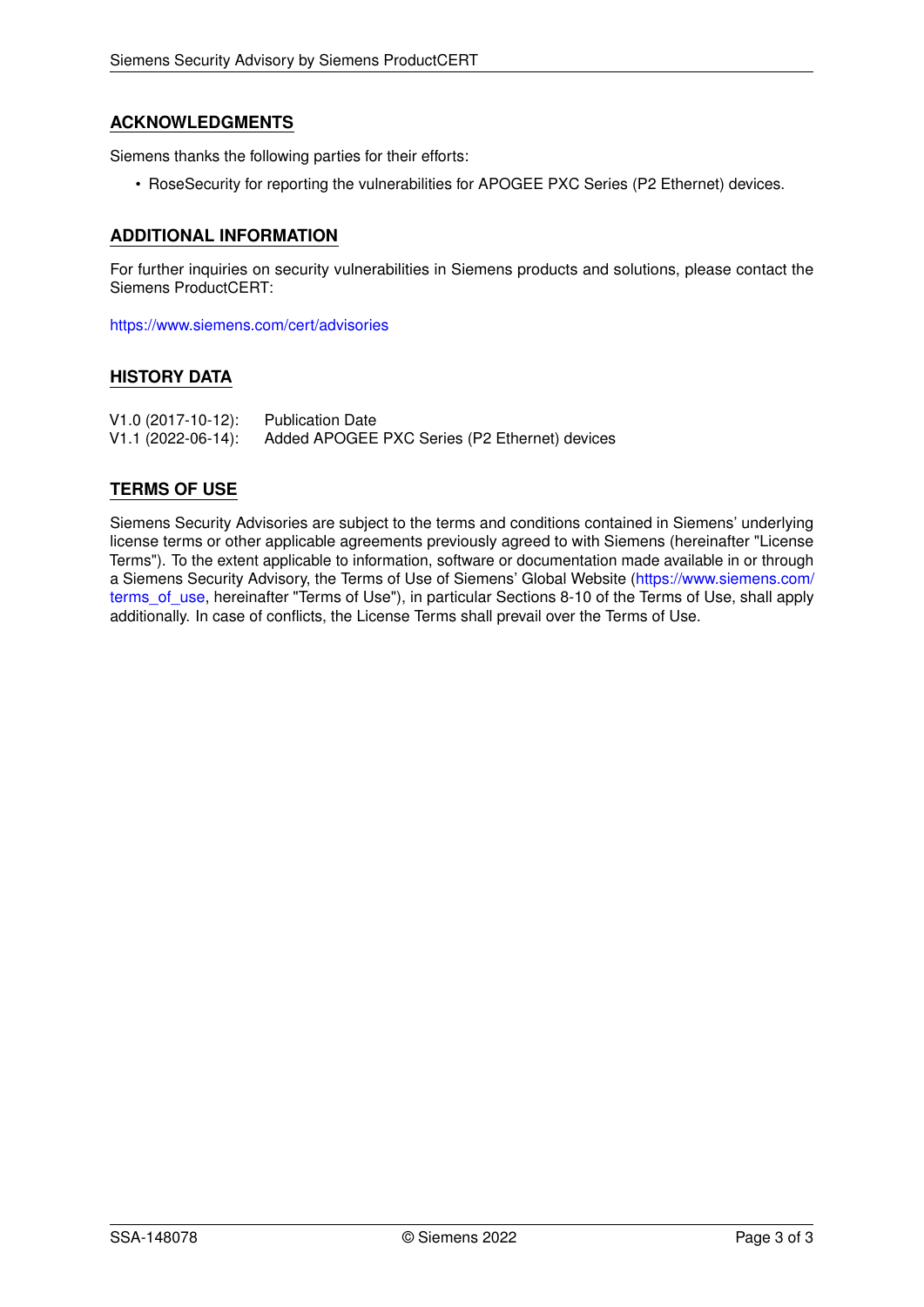## ACKNOWLEDGMENTS

Siemens thanks the following parties for their efforts:

- RoseSecurity for reporting the vulnerabilities for APOGEE PXC Series (P2 Ethernet) devices.

## ADDITIONAL INFORMATION

For further inquiries on security vulnerabilities in Siemens products and solutions, please contact the Siemens ProductCERT:

https://www.siemens.com/cert/advisories

## HISTORY DATA

| | |
|---|---|
| V1.0 (2017-10-12): | Publication Date |
| V1.1 (2022-06-14): | Added APOGEE PXC Series (P2 Ethernet) devices |

## TERMS OF USE

Siemens Security Advisories are subject to the terms and conditions contained in Siemens' underlying license terms or other applicable agreements previously agreed to with Siemens (hereinafter "License Terms"). To the extent applicable to information, software or documentation made available in or through a Siemens Security Advisory, the Terms of Use of Siemens' Global Website (https://www.siemens.com/terms_of_use, hereinafter "Terms of Use"), in particular Sections 8-10 of the Terms of Use, shall apply additionally. In case of conflicts, the License Terms shall prevail over the Terms of Use.